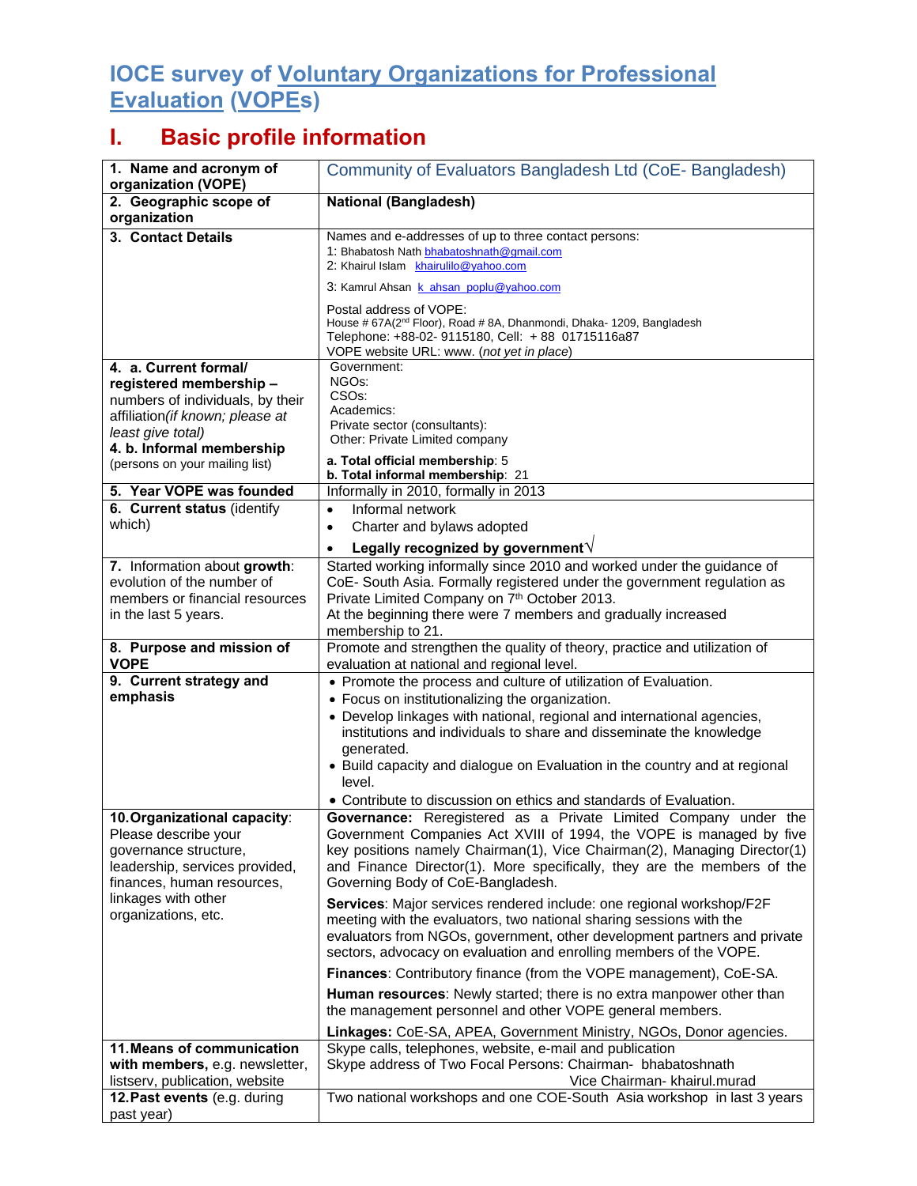# IOCE survey of Voluntary Organizations for Professional Evaluation (VOPEs)

## I. Basic profile information

| | |
|---|---|
| **1. Name and acronym of organization (VOPE)** | Community of Evaluators Bangladesh Ltd (CoE- Bangladesh) |
| **2. Geographic scope of organization** | **National (Bangladesh)** |
| **3. Contact Details** | Names and e-addresses of up to three contact persons:<br>1: Bhabatosh Nath bhabatoshnath@gmail.com<br>2: Khairul Islam khairulilo@yahoo.com<br>3: Kamrul Ahsan k_ahsan_poplu@yahoo.com<br><br>Postal address of VOPE:<br>House # 67A(2nd Floor), Road # 8A, Dhanmondi, Dhaka- 1209, Bangladesh<br>Telephone: +88-02- 9115180, Cell: + 88 01715116a87<br>VOPE website URL: www. (*not yet in place*) |
| **4. a. Current formal/ registered membership –** numbers of individuals, by their affiliation*(if known; please at least give total)*<br>**4. b. Informal membership** (persons on your mailing list) | Government:<br>NGOs:<br>CSOs:<br>Academics:<br>Private sector (consultants):<br>Other: Private Limited company<br><br>**a. Total official membership**: 5<br>**b. Total informal membership**: 21 |
| **5. Year VOPE was founded** | Informally in 2010, formally in 2013 |
| **6. Current status** (identify which) | • Informal network<br>• Charter and bylaws adopted<br>• **Legally recognized by government**√ |
| **7.** Information about **growth**: evolution of the number of members or financial resources in the last 5 years. | Started working informally since 2010 and worked under the guidance of CoE- South Asia. Formally registered under the government regulation as Private Limited Company on 7th October 2013.<br>At the beginning there were 7 members and gradually increased membership to 21. |
| **8. Purpose and mission of VOPE** | Promote and strengthen the quality of theory, practice and utilization of evaluation at national and regional level. |
| **9. Current strategy and emphasis** | • Promote the process and culture of utilization of Evaluation.<br>• Focus on institutionalizing the organization.<br>• Develop linkages with national, regional and international agencies, institutions and individuals to share and disseminate the knowledge generated.<br>• Build capacity and dialogue on Evaluation in the country and at regional level.<br>• Contribute to discussion on ethics and standards of Evaluation. |
| **10. Organizational capacity**: Please describe your governance structure, leadership, services provided, finances, human resources, linkages with other organizations, etc. | **Governance:** Reregistered as a Private Limited Company under the Government Companies Act XVIII of 1994, the VOPE is managed by five key positions namely Chairman(1), Vice Chairman(2), Managing Director(1) and Finance Director(1). More specifically, they are the members of the Governing Body of CoE-Bangladesh.<br><br>**Services**: Major services rendered include: one regional workshop/F2F meeting with the evaluators, two national sharing sessions with the evaluators from NGOs, government, other development partners and private sectors, advocacy on evaluation and enrolling members of the VOPE.<br><br>**Finances**: Contributory finance (from the VOPE management), CoE-SA.<br><br>**Human resources**: Newly started; there is no extra manpower other than the management personnel and other VOPE general members.<br><br>**Linkages:** CoE-SA, APEA, Government Ministry, NGOs, Donor agencies. |
| **11. Means of communication with members,** e.g. newsletter, listserv, publication, website | Skype calls, telephones, website, e-mail and publication<br>Skype address of Two Focal Persons: Chairman- bhabatoshnath<br>Vice Chairman- khairul.murad |
| **12. Past events** (e.g. during past year) | Two national workshops and one COE-South Asia workshop in last 3 years |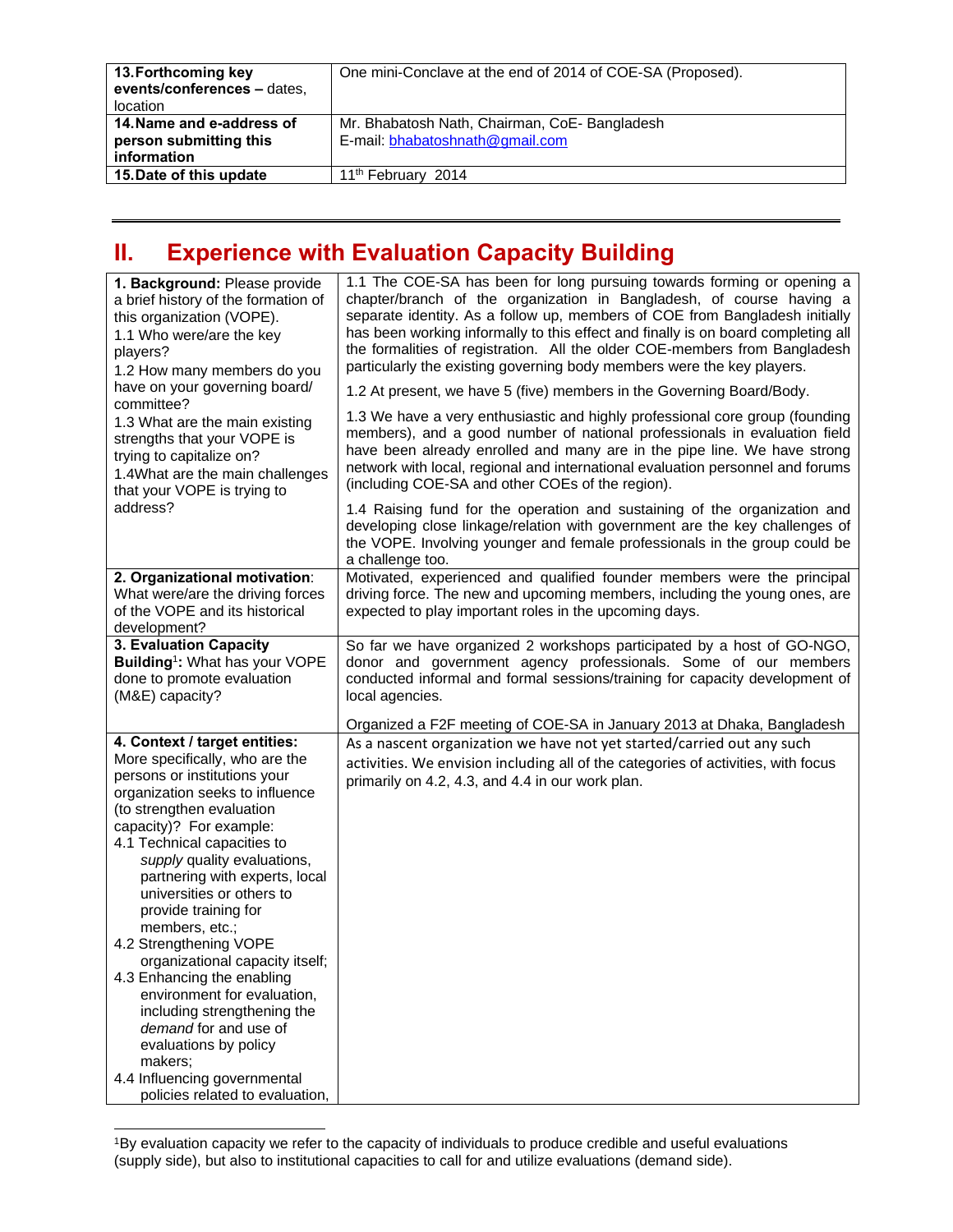| 13. Forthcoming key events/conferences – dates, location | One mini-Conclave at the end of 2014 of COE-SA (Proposed). |
|---|---|
| 14. Name and e-address of person submitting this information | Mr. Bhabatosh Nath, Chairman, CoE- Bangladesh<br>E-mail: bhabatoshnath@gmail.com |
| 15. Date of this update | 11th February 2014 |

---

## II. Experience with Evaluation Capacity Building

| | |
|---|---|
| **1. Background:** Please provide a brief history of the formation of this organization (VOPE).<br>1.1 Who were/are the key players?<br>1.2 How many members do you have on your governing board/ committee?<br>1.3 What are the main existing strengths that your VOPE is trying to capitalize on?<br>1.4 What are the main challenges that your VOPE is trying to address? | 1.1 The COE-SA has been for long pursuing towards forming or opening a chapter/branch of the organization in Bangladesh, of course having a separate identity. As a follow up, members of COE from Bangladesh initially has been working informally to this effect and finally is on board completing all the formalities of registration. All the older COE-members from Bangladesh particularly the existing governing body members were the key players.<br>1.2 At present, we have 5 (five) members in the Governing Board/Body.<br>1.3 We have a very enthusiastic and highly professional core group (founding members), and a good number of national professionals in evaluation field have been already enrolled and many are in the pipe line. We have strong network with local, regional and international evaluation personnel and forums (including COE-SA and other COEs of the region).<br>1.4 Raising fund for the operation and sustaining of the organization and developing close linkage/relation with government are the key challenges of the VOPE. Involving younger and female professionals in the group could be a challenge too. |
| **2. Organizational motivation**: What were/are the driving forces of the VOPE and its historical development? | Motivated, experienced and qualified founder members were the principal driving force. The new and upcoming members, including the young ones, are expected to play important roles in the upcoming days. |
| **3. Evaluation Capacity Building**[1]**:** What has your VOPE done to promote evaluation (M&E) capacity? | So far we have organized 2 workshops participated by a host of GO-NGO, donor and government agency professionals. Some of our members conducted informal and formal sessions/training for capacity development of local agencies.<br>Organized a F2F meeting of COE-SA in January 2013 at Dhaka, Bangladesh |
| **4. Context / target entities:** More specifically, who are the persons or institutions your organization seeks to influence (to strengthen evaluation capacity)? For example:<br>4.1 Technical capacities to *supply* quality evaluations, partnering with experts, local universities or others to provide training for members, etc.;<br>4.2 Strengthening VOPE organizational capacity itself;<br>4.3 Enhancing the enabling environment for evaluation, including strengthening the *demand* for and use of evaluations by policy makers;<br>4.4 Influencing governmental policies related to evaluation, | As a nascent organization we have not yet started/carried out any such activities. We envision including all of the categories of activities, with focus primarily on 4.2, 4.3, and 4.4 in our work plan. |

[1] By evaluation capacity we refer to the capacity of individuals to produce credible and useful evaluations (supply side), but also to institutional capacities to call for and utilize evaluations (demand side).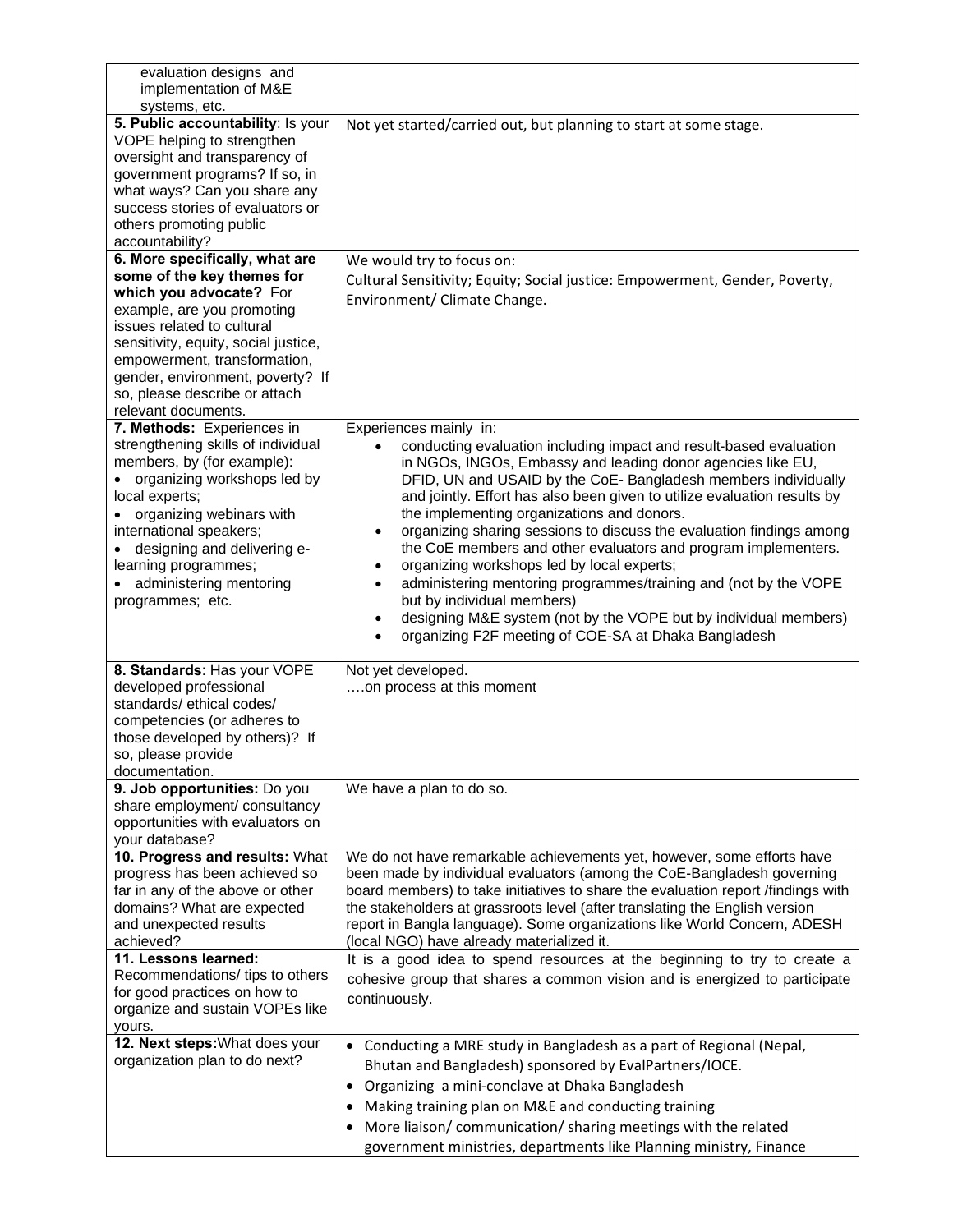| | |
|---|---|
| evaluation designs and implementation of M&E systems, etc. | |
| **5. Public accountability**: Is your VOPE helping to strengthen oversight and transparency of government programs? If so, in what ways? Can you share any success stories of evaluators or others promoting public accountability? | Not yet started/carried out, but planning to start at some stage. |
| **6. More specifically, what are some of the key themes for which you advocate?** For example, are you promoting issues related to cultural sensitivity, equity, social justice, empowerment, transformation, gender, environment, poverty? If so, please describe or attach relevant documents. | We would try to focus on:<br>Cultural Sensitivity; Equity; Social justice: Empowerment, Gender, Poverty, Environment/ Climate Change. |
| **7. Methods:** Experiences in strengthening skills of individual members, by (for example):<br>• organizing workshops led by local experts;<br>• organizing webinars with international speakers;<br>• designing and delivering e-learning programmes;<br>• administering mentoring programmes; etc. | Experiences mainly in:<br>• conducting evaluation including impact and result-based evaluation in NGOs, INGOs, Embassy and leading donor agencies like EU, DFID, UN and USAID by the CoE- Bangladesh members individually and jointly. Effort has also been given to utilize evaluation results by the implementing organizations and donors.<br>• organizing sharing sessions to discuss the evaluation findings among the CoE members and other evaluators and program implementers.<br>• organizing workshops led by local experts;<br>• administering mentoring programmes/training and (not by the VOPE but by individual members)<br>• designing M&E system (not by the VOPE but by individual members)<br>• organizing F2F meeting of COE-SA at Dhaka Bangladesh |
| **8. Standards**: Has your VOPE developed professional standards/ ethical codes/ competencies (or adheres to those developed by others)? If so, please provide documentation. | Not yet developed.<br>….on process at this moment |
| **9. Job opportunities:** Do you share employment/ consultancy opportunities with evaluators on your database? | We have a plan to do so. |
| **10. Progress and results:** What progress has been achieved so far in any of the above or other domains? What are expected and unexpected results achieved? | We do not have remarkable achievements yet, however, some efforts have been made by individual evaluators (among the CoE-Bangladesh governing board members) to take initiatives to share the evaluation report /findings with the stakeholders at grassroots level (after translating the English version report in Bangla language). Some organizations like World Concern, ADESH (local NGO) have already materialized it. |
| **11. Lessons learned:** Recommendations/ tips to others for good practices on how to organize and sustain VOPEs like yours. | It is a good idea to spend resources at the beginning to try to create a cohesive group that shares a common vision and is energized to participate continuously. |
| **12. Next steps:** What does your organization plan to do next? | • Conducting a MRE study in Bangladesh as a part of Regional (Nepal, Bhutan and Bangladesh) sponsored by EvalPartners/IOCE.<br>• Organizing a mini-conclave at Dhaka Bangladesh<br>• Making training plan on M&E and conducting training<br>• More liaison/ communication/ sharing meetings with the related government ministries, departments like Planning ministry, Finance |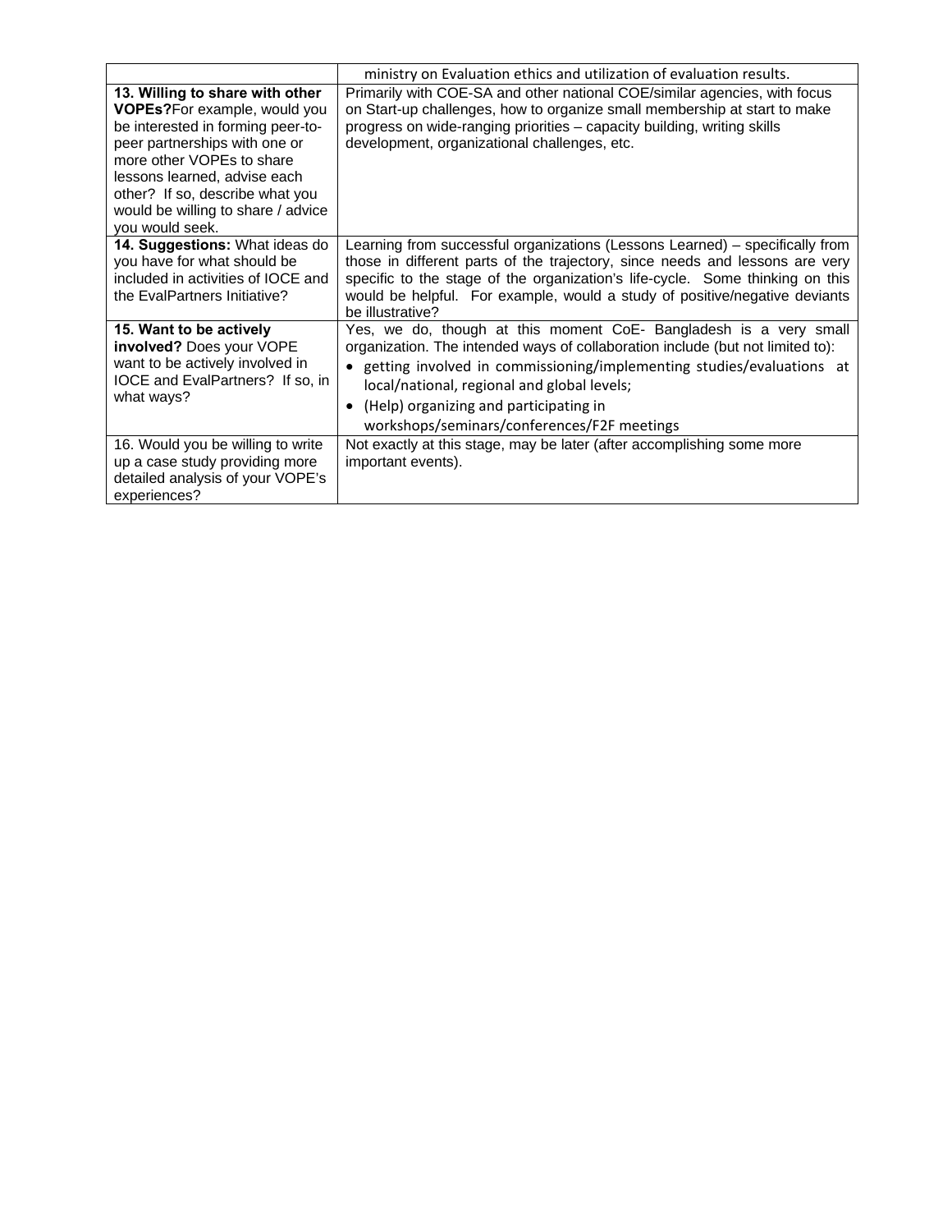| | |
|---|---|
| | ministry on Evaluation ethics and utilization of evaluation results. |
| **13. Willing to share with other VOPEs?** For example, would you be interested in forming peer-to-peer partnerships with one or more other VOPEs to share lessons learned, advise each other? If so, describe what you would be willing to share / advice you would seek. | Primarily with COE-SA and other national COE/similar agencies, with focus on Start-up challenges, how to organize small membership at start to make progress on wide-ranging priorities – capacity building, writing skills development, organizational challenges, etc. |
| **14. Suggestions:** What ideas do you have for what should be included in activities of IOCE and the EvalPartners Initiative? | Learning from successful organizations (Lessons Learned) – specifically from those in different parts of the trajectory, since needs and lessons are very specific to the stage of the organization's life-cycle. Some thinking on this would be helpful. For example, would a study of positive/negative deviants be illustrative? |
| **15. Want to be actively involved?** Does your VOPE want to be actively involved in IOCE and EvalPartners? If so, in what ways? | Yes, we do, though at this moment CoE- Bangladesh is a very small organization. The intended ways of collaboration include (but not limited to):<br>• getting involved in commissioning/implementing studies/evaluations at local/national, regional and global levels;<br>• (Help) organizing and participating in workshops/seminars/conferences/F2F meetings |
| 16. Would you be willing to write up a case study providing more detailed analysis of your VOPE's experiences? | Not exactly at this stage, may be later (after accomplishing some more important events). |